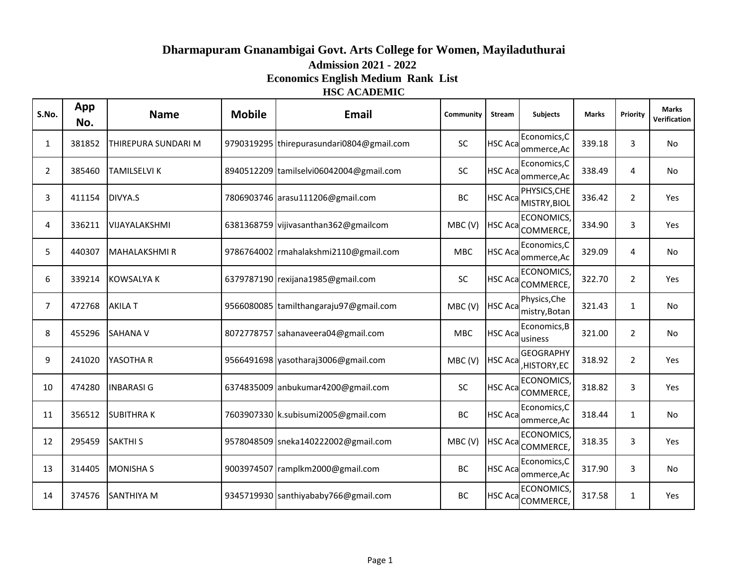# Dharmapuram Gnanambigai Govt. Arts College for Women, Mayiladuthurai

## Admission 2021 - 2022

## Economics English Medium Rank List

### HSC ACADEMIC

| S.No. | App No. | Name | Mobile | Email | Community | Stream | Subjects | Marks | Priority | Marks Verification |
|---|---|---|---|---|---|---|---|---|---|---|
| 1 | 381852 | THIREPURA SUNDARI M | 9790319295 | thirepurasundari0804@gmail.com | SC | HSC Aca | Economics,Commerce,Ac | 339.18 | 3 | No |
| 2 | 385460 | TAMILSELVI K | 8940512209 | tamilselvi06042004@gmail.com | SC | HSC Aca | Economics,Commerce,Ac | 338.49 | 4 | No |
| 3 | 411154 | DIVYA.S | 7806903746 | arasu111206@gmail.com | BC | HSC Aca | PHYSICS,CHEMISTRY,BIOL | 336.42 | 2 | Yes |
| 4 | 336211 | VIJAYALAKSHMI | 6381368759 | vijivasanthan362@gmailcom | MBC (V) | HSC Aca | ECONOMICS,COMMERCE, | 334.90 | 3 | Yes |
| 5 | 440307 | MAHALAKSHMI R | 9786764002 | rmahalakshmi2110@gmail.com | MBC | HSC Aca | Economics,Commerce,Ac | 329.09 | 4 | No |
| 6 | 339214 | KOWSALYA K | 6379787190 | rexijana1985@gmail.com | SC | HSC Aca | ECONOMICS,COMMERCE, | 322.70 | 2 | Yes |
| 7 | 472768 | AKILA T | 9566080085 | tamilthangaraju97@gmail.com | MBC (V) | HSC Aca | Physics,Chemistry,Botan | 321.43 | 1 | No |
| 8 | 455296 | SAHANA V | 8072778757 | sahanaveera04@gmail.com | MBC | HSC Aca | Economics,Business | 321.00 | 2 | No |
| 9 | 241020 | YASOTHA R | 9566491698 | yasotharaj3006@gmail.com | MBC (V) | HSC Aca | GEOGRAPHY,HISTORY,EC | 318.92 | 2 | Yes |
| 10 | 474280 | INBARASI G | 6374835009 | anbukumar4200@gmail.com | SC | HSC Aca | ECONOMICS,COMMERCE, | 318.82 | 3 | Yes |
| 11 | 356512 | SUBITHRA K | 7603907330 | k.subisumi2005@gmail.com | BC | HSC Aca | Economics,Commerce,Ac | 318.44 | 1 | No |
| 12 | 295459 | SAKTHI S | 9578048509 | sneka140222002@gmail.com | MBC (V) | HSC Aca | ECONOMICS,COMMERCE, | 318.35 | 3 | Yes |
| 13 | 314405 | MONISHA S | 9003974507 | ramplkm2000@gmail.com | BC | HSC Aca | Economics,Commerce,Ac | 317.90 | 3 | No |
| 14 | 374576 | SANTHIYA M | 9345719930 | santhiyababy766@gmail.com | BC | HSC Aca | ECONOMICS,COMMERCE, | 317.58 | 1 | Yes |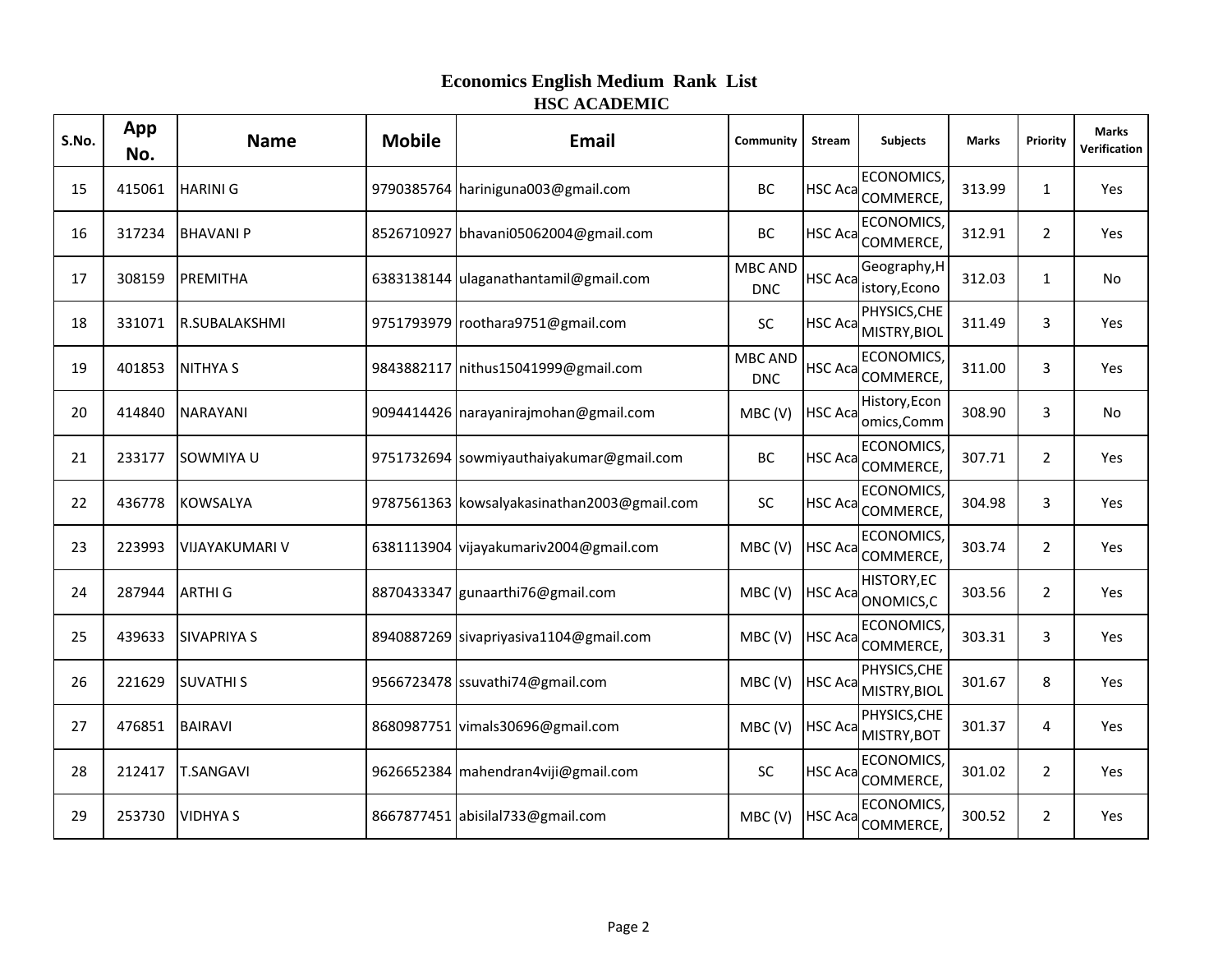# Economics English Medium Rank List

## HSC ACADEMIC

| S.No. | App No. | Name | Mobile | Email | Community | Stream | Subjects | Marks | Priority | Marks Verification |
|---|---|---|---|---|---|---|---|---|---|---|
| 15 | 415061 | HARINI G | 9790385764 | hariniguna003@gmail.com | BC | HSC Aca | ECONOMICS, COMMERCE, | 313.99 | 1 | Yes |
| 16 | 317234 | BHAVANI P | 8526710927 | bhavani05062004@gmail.com | BC | HSC Aca | ECONOMICS, COMMERCE, | 312.91 | 2 | Yes |
| 17 | 308159 | PREMITHA | 6383138144 | ulaganathantamil@gmail.com | MBC AND DNC | HSC Aca | Geography,H istory,Econo | 312.03 | 1 | No |
| 18 | 331071 | R.SUBALAKSHMI | 9751793979 | roothara9751@gmail.com | SC | HSC Aca | PHYSICS,CHE MISTRY,BIOL | 311.49 | 3 | Yes |
| 19 | 401853 | NITHYA S | 9843882117 | nithus15041999@gmail.com | MBC AND DNC | HSC Aca | ECONOMICS, COMMERCE, | 311.00 | 3 | Yes |
| 20 | 414840 | NARAYANI | 9094414426 | narayanirajmohan@gmail.com | MBC (V) | HSC Aca | History,Econ omics,Comm | 308.90 | 3 | No |
| 21 | 233177 | SOWMIYA U | 9751732694 | sowmiyauthaiyakumar@gmail.com | BC | HSC Aca | ECONOMICS, COMMERCE, | 307.71 | 2 | Yes |
| 22 | 436778 | KOWSALYA | 9787561363 | kowsalyakasinathan2003@gmail.com | SC | HSC Aca | ECONOMICS, COMMERCE, | 304.98 | 3 | Yes |
| 23 | 223993 | VIJAYAKUMARI V | 6381113904 | vijayakumariv2004@gmail.com | MBC (V) | HSC Aca | ECONOMICS, COMMERCE, | 303.74 | 2 | Yes |
| 24 | 287944 | ARTHI G | 8870433347 | gunaarthi76@gmail.com | MBC (V) | HSC Aca | HISTORY,EC ONOMICS,C | 303.56 | 2 | Yes |
| 25 | 439633 | SIVAPRIYA S | 8940887269 | sivapriyasiva1104@gmail.com | MBC (V) | HSC Aca | ECONOMICS, COMMERCE, | 303.31 | 3 | Yes |
| 26 | 221629 | SUVATHI S | 9566723478 | ssuvathi74@gmail.com | MBC (V) | HSC Aca | PHYSICS,CHE MISTRY,BIOL | 301.67 | 8 | Yes |
| 27 | 476851 | BAIRAVI | 8680987751 | vimals30696@gmail.com | MBC (V) | HSC Aca | PHYSICS,CHE MISTRY,BOT | 301.37 | 4 | Yes |
| 28 | 212417 | T.SANGAVI | 9626652384 | mahendran4viji@gmail.com | SC | HSC Aca | ECONOMICS, COMMERCE, | 301.02 | 2 | Yes |
| 29 | 253730 | VIDHYA S | 8667877451 | abisilal733@gmail.com | MBC (V) | HSC Aca | ECONOMICS, COMMERCE, | 300.52 | 2 | Yes |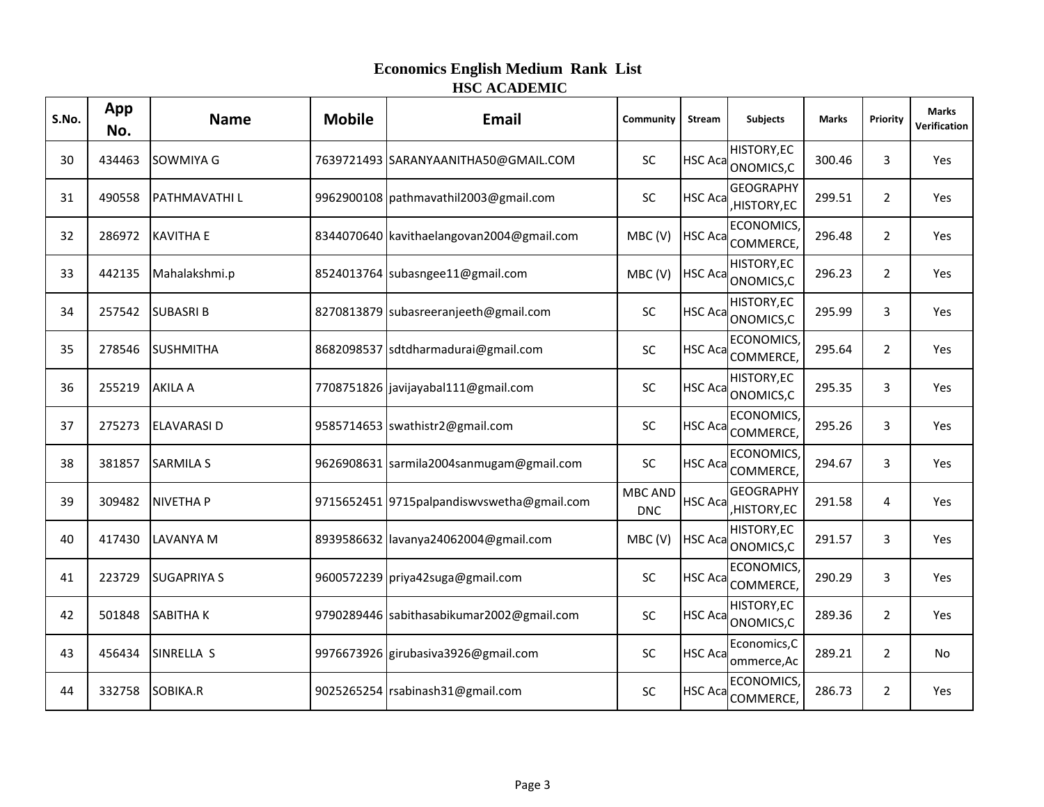# Economics English Medium Rank List

## HSC ACADEMIC

| S.No. | App No. | Name | Mobile | Email | Community | Stream | Subjects | Marks | Priority | Marks Verification |
|---|---|---|---|---|---|---|---|---|---|---|
| 30 | 434463 | SOWMIYA G | 7639721493 | SARANYAANITHA50@GMAIL.COM | SC | HSC Aca | HISTORY,ECONOMICS,C | 300.46 | 3 | Yes |
| 31 | 490558 | PATHMAVATHI L | 9962900108 | pathmavathil2003@gmail.com | SC | HSC Aca | GEOGRAPHY,HISTORY,EC | 299.51 | 2 | Yes |
| 32 | 286972 | KAVITHA E | 8344070640 | kavithaelangovan2004@gmail.com | MBC (V) | HSC Aca | ECONOMICS,COMMERCE, | 296.48 | 2 | Yes |
| 33 | 442135 | Mahalakshmi.p | 8524013764 | subasngee11@gmail.com | MBC (V) | HSC Aca | HISTORY,ECONOMICS,C | 296.23 | 2 | Yes |
| 34 | 257542 | SUBASRI B | 8270813879 | subasreeranjeeth@gmail.com | SC | HSC Aca | HISTORY,ECONOMICS,C | 295.99 | 3 | Yes |
| 35 | 278546 | SUSHMITHA | 8682098537 | sdtdharmadurai@gmail.com | SC | HSC Aca | ECONOMICS,COMMERCE, | 295.64 | 2 | Yes |
| 36 | 255219 | AKILA A | 7708751826 | javijayabal111@gmail.com | SC | HSC Aca | HISTORY,ECONOMICS,C | 295.35 | 3 | Yes |
| 37 | 275273 | ELAVARASI D | 9585714653 | swathistr2@gmail.com | SC | HSC Aca | ECONOMICS,COMMERCE, | 295.26 | 3 | Yes |
| 38 | 381857 | SARMILA S | 9626908631 | sarmila2004sanmugam@gmail.com | SC | HSC Aca | ECONOMICS,COMMERCE, | 294.67 | 3 | Yes |
| 39 | 309482 | NIVETHA P | 9715652451 | 9715palpandiswvswetha@gmail.com | MBC AND DNC | HSC Aca | GEOGRAPHY,HISTORY,EC | 291.58 | 4 | Yes |
| 40 | 417430 | LAVANYA M | 8939586632 | lavanya24062004@gmail.com | MBC (V) | HSC Aca | HISTORY,ECONOMICS,C | 291.57 | 3 | Yes |
| 41 | 223729 | SUGAPRIYA S | 9600572239 | priya42suga@gmail.com | SC | HSC Aca | ECONOMICS,COMMERCE, | 290.29 | 3 | Yes |
| 42 | 501848 | SABITHA K | 9790289446 | sabithasabikumar2002@gmail.com | SC | HSC Aca | HISTORY,ECONOMICS,C | 289.36 | 2 | Yes |
| 43 | 456434 | SINRELLA S | 9976673926 | girubasiva3926@gmail.com | SC | HSC Aca | Economics,Commerce,Ac | 289.21 | 2 | No |
| 44 | 332758 | SOBIKA.R | 9025265254 | rsabinash31@gmail.com | SC | HSC Aca | ECONOMICS,COMMERCE, | 286.73 | 2 | Yes |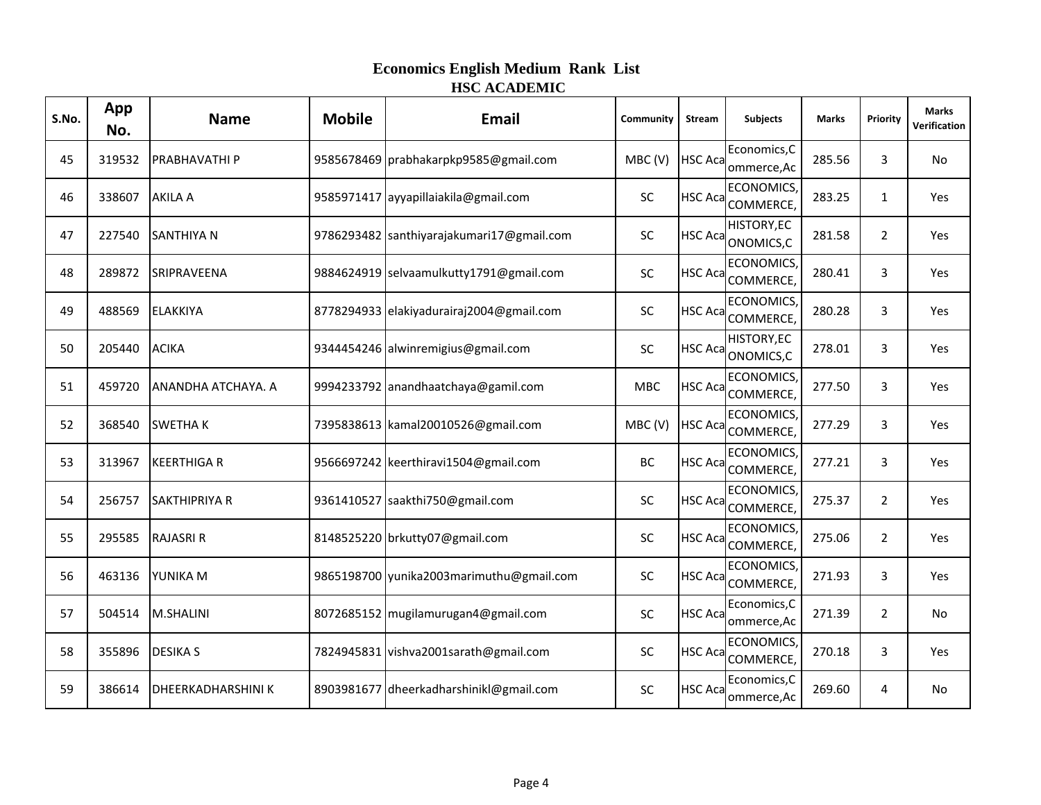# Economics English Medium Rank List

## HSC ACADEMIC

| S.No. | App No. | Name | Mobile | Email | Community | Stream | Subjects | Marks | Priority | Marks Verification |
|---|---|---|---|---|---|---|---|---|---|---|
| 45 | 319532 | PRABHAVATHI P | 9585678469 | prabhakarpkp9585@gmail.com | MBC (V) | HSC Aca | Economics,Commerce,Ac | 285.56 | 3 | No |
| 46 | 338607 | AKILA A | 9585971417 | ayyapillaiakila@gmail.com | SC | HSC Aca | ECONOMICS,COMMERCE, | 283.25 | 1 | Yes |
| 47 | 227540 | SANTHIYA N | 9786293482 | santhiyarajakumari17@gmail.com | SC | HSC Aca | HISTORY,ECONOMICS,C | 281.58 | 2 | Yes |
| 48 | 289872 | SRIPRAVEENA | 9884624919 | selvaamulkutty1791@gmail.com | SC | HSC Aca | ECONOMICS,COMMERCE, | 280.41 | 3 | Yes |
| 49 | 488569 | ELAKKIYA | 8778294933 | elakiyadurairaj2004@gmail.com | SC | HSC Aca | ECONOMICS,COMMERCE, | 280.28 | 3 | Yes |
| 50 | 205440 | ACIKA | 9344454246 | alwinremigius@gmail.com | SC | HSC Aca | HISTORY,ECONOMICS,C | 278.01 | 3 | Yes |
| 51 | 459720 | ANANDHA ATCHAYA. A | 9994233792 | anandhaatchaya@gamil.com | MBC | HSC Aca | ECONOMICS,COMMERCE, | 277.50 | 3 | Yes |
| 52 | 368540 | SWETHA K | 7395838613 | kamal20010526@gmail.com | MBC (V) | HSC Aca | ECONOMICS,COMMERCE, | 277.29 | 3 | Yes |
| 53 | 313967 | KEERTHIGA R | 9566697242 | keerthiravi1504@gmail.com | BC | HSC Aca | ECONOMICS,COMMERCE, | 277.21 | 3 | Yes |
| 54 | 256757 | SAKTHIPRIYA R | 9361410527 | saakthi750@gmail.com | SC | HSC Aca | ECONOMICS,COMMERCE, | 275.37 | 2 | Yes |
| 55 | 295585 | RAJASRI R | 8148525220 | brkutty07@gmail.com | SC | HSC Aca | ECONOMICS,COMMERCE, | 275.06 | 2 | Yes |
| 56 | 463136 | YUNIKA M | 9865198700 | yunika2003marimuthu@gmail.com | SC | HSC Aca | ECONOMICS,COMMERCE, | 271.93 | 3 | Yes |
| 57 | 504514 | M.SHALINI | 8072685152 | mugilamurugan4@gmail.com | SC | HSC Aca | Economics,Commerce,Ac | 271.39 | 2 | No |
| 58 | 355896 | DESIKA S | 7824945831 | vishva2001sarath@gmail.com | SC | HSC Aca | ECONOMICS,COMMERCE, | 270.18 | 3 | Yes |
| 59 | 386614 | DHEERKADHARSHINI K | 8903981677 | dheerkadharshinikl@gmail.com | SC | HSC Aca | Economics,Commerce,Ac | 269.60 | 4 | No |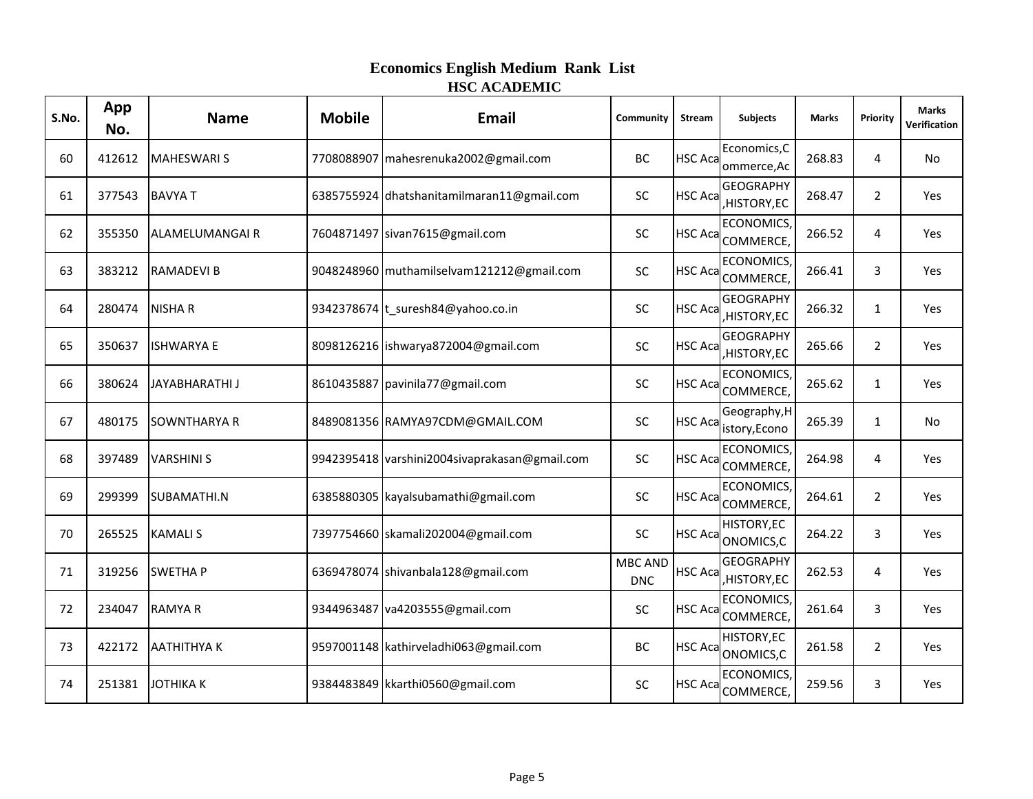# Economics English Medium Rank List

## HSC ACADEMIC

| S.No. | App No. | Name | Mobile | Email | Community | Stream | Subjects | Marks | Priority | Marks Verification |
|---|---|---|---|---|---|---|---|---|---|---|
| 60 | 412612 | MAHESWARI S | 7708088907 | mahesrenuka2002@gmail.com | BC | HSC Aca | Economics,Commerce,Ac | 268.83 | 4 | No |
| 61 | 377543 | BAVYA T | 6385755924 | dhatshanitamilmaran11@gmail.com | SC | HSC Aca | GEOGRAPHY,HISTORY,EC | 268.47 | 2 | Yes |
| 62 | 355350 | ALAMELUMANGAI R | 7604871497 | sivan7615@gmail.com | SC | HSC Aca | ECONOMICS,COMMERCE, | 266.52 | 4 | Yes |
| 63 | 383212 | RAMADEVI B | 9048248960 | muthamilselvam121212@gmail.com | SC | HSC Aca | ECONOMICS,COMMERCE, | 266.41 | 3 | Yes |
| 64 | 280474 | NISHA R | 9342378674 | t_suresh84@yahoo.co.in | SC | HSC Aca | GEOGRAPHY,HISTORY,EC | 266.32 | 1 | Yes |
| 65 | 350637 | ISHWARYA E | 8098126216 | ishwarya872004@gmail.com | SC | HSC Aca | GEOGRAPHY,HISTORY,EC | 265.66 | 2 | Yes |
| 66 | 380624 | JAYABHARATHI J | 8610435887 | pavinila77@gmail.com | SC | HSC Aca | ECONOMICS,COMMERCE, | 265.62 | 1 | Yes |
| 67 | 480175 | SOWNTHARYA R | 8489081356 | RAMYA97CDM@GMAIL.COM | SC | HSC Aca | Geography,History,Econo | 265.39 | 1 | No |
| 68 | 397489 | VARSHINI S | 9942395418 | varshini2004sivaprakasan@gmail.com | SC | HSC Aca | ECONOMICS,COMMERCE, | 264.98 | 4 | Yes |
| 69 | 299399 | SUBAMATHI.N | 6385880305 | kayalsubamathi@gmail.com | SC | HSC Aca | ECONOMICS,COMMERCE, | 264.61 | 2 | Yes |
| 70 | 265525 | KAMALI S | 7397754660 | skamali202004@gmail.com | SC | HSC Aca | HISTORY,ECONOMICS,C | 264.22 | 3 | Yes |
| 71 | 319256 | SWETHA P | 6369478074 | shivanbala128@gmail.com | MBC AND DNC | HSC Aca | GEOGRAPHY,HISTORY,EC | 262.53 | 4 | Yes |
| 72 | 234047 | RAMYA R | 9344963487 | va4203555@gmail.com | SC | HSC Aca | ECONOMICS,COMMERCE, | 261.64 | 3 | Yes |
| 73 | 422172 | AATHITHYA K | 9597001148 | kathirveladhi063@gmail.com | BC | HSC Aca | HISTORY,ECONOMICS,C | 261.58 | 2 | Yes |
| 74 | 251381 | JOTHIKA K | 9384483849 | kkarthi0560@gmail.com | SC | HSC Aca | ECONOMICS,COMMERCE, | 259.56 | 3 | Yes |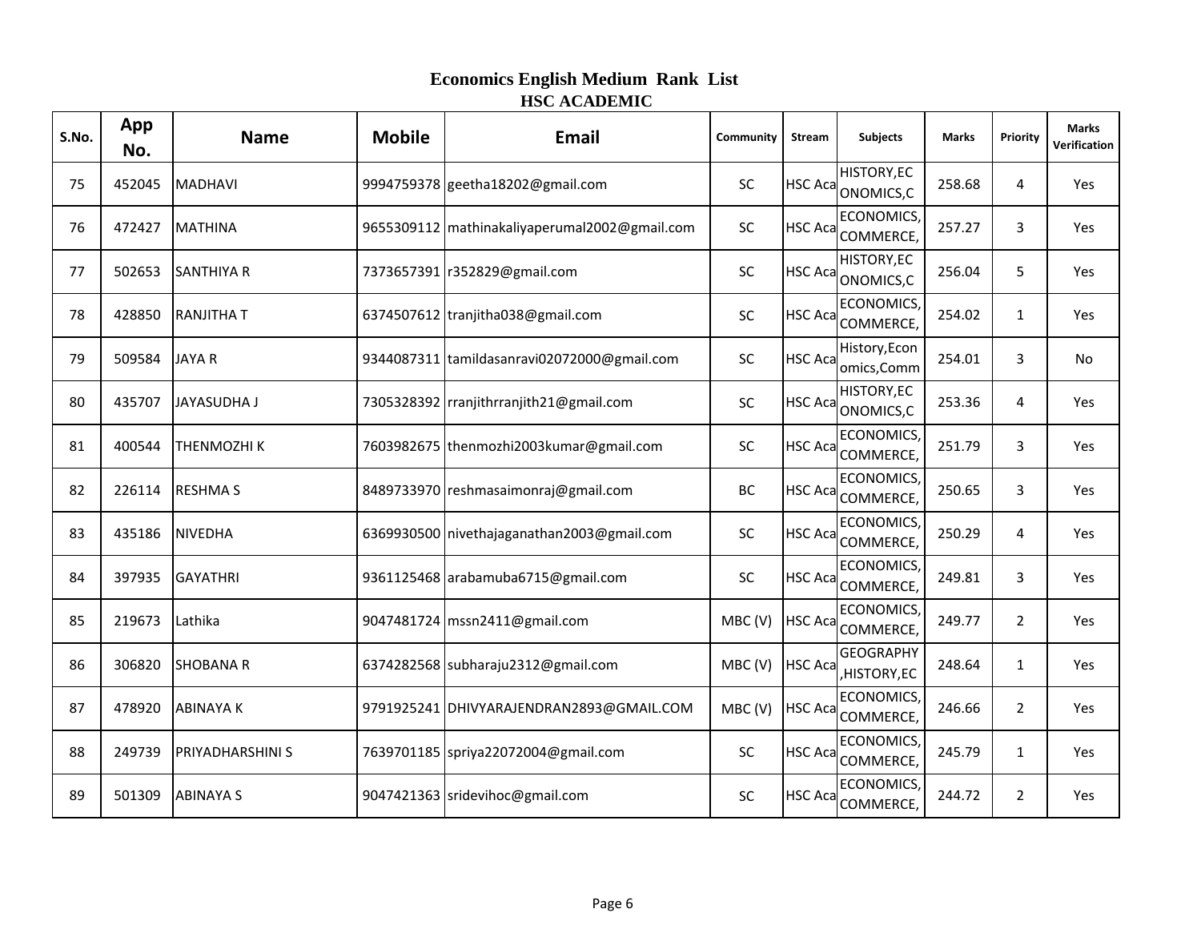# Economics English Medium Rank List

## HSC ACADEMIC

| S.No. | App No. | Name | Mobile | Email | Community | Stream | Subjects | Marks | Priority | Marks Verification |
|---|---|---|---|---|---|---|---|---|---|---|
| 75 | 452045 | MADHAVI | 9994759378 | geetha18202@gmail.com | SC | HSC Aca | HISTORY,ECONOMICS,C | 258.68 | 4 | Yes |
| 76 | 472427 | MATHINA | 9655309112 | mathinakaliyaperumal2002@gmail.com | SC | HSC Aca | ECONOMICS,COMMERCE, | 257.27 | 3 | Yes |
| 77 | 502653 | SANTHIYA R | 7373657391 | r352829@gmail.com | SC | HSC Aca | HISTORY,ECONOMICS,C | 256.04 | 5 | Yes |
| 78 | 428850 | RANJITHA T | 6374507612 | tranjitha038@gmail.com | SC | HSC Aca | ECONOMICS,COMMERCE, | 254.02 | 1 | Yes |
| 79 | 509584 | JAYA R | 9344087311 | tamildasanravi02072000@gmail.com | SC | HSC Aca | History,Economics,Comm | 254.01 | 3 | No |
| 80 | 435707 | JAYASUDHA J | 7305328392 | rranjithrranjith21@gmail.com | SC | HSC Aca | HISTORY,ECONOMICS,C | 253.36 | 4 | Yes |
| 81 | 400544 | THENMOZHI K | 7603982675 | thenmozhi2003kumar@gmail.com | SC | HSC Aca | ECONOMICS,COMMERCE, | 251.79 | 3 | Yes |
| 82 | 226114 | RESHMA S | 8489733970 | reshmasaimonraj@gmail.com | BC | HSC Aca | ECONOMICS,COMMERCE, | 250.65 | 3 | Yes |
| 83 | 435186 | NIVEDHA | 6369930500 | nivethajaganathan2003@gmail.com | SC | HSC Aca | ECONOMICS,COMMERCE, | 250.29 | 4 | Yes |
| 84 | 397935 | GAYATHRI | 9361125468 | arabamuba6715@gmail.com | SC | HSC Aca | ECONOMICS,COMMERCE, | 249.81 | 3 | Yes |
| 85 | 219673 | Lathika | 9047481724 | mssn2411@gmail.com | MBC (V) | HSC Aca | ECONOMICS,COMMERCE, | 249.77 | 2 | Yes |
| 86 | 306820 | SHOBANA R | 6374282568 | subharaju2312@gmail.com | MBC (V) | HSC Aca | GEOGRAPHY,HISTORY,EC | 248.64 | 1 | Yes |
| 87 | 478920 | ABINAYA K | 9791925241 | DHIVYARAJENDRAN2893@GMAIL.COM | MBC (V) | HSC Aca | ECONOMICS,COMMERCE, | 246.66 | 2 | Yes |
| 88 | 249739 | PRIYADHARSHINI S | 7639701185 | spriya22072004@gmail.com | SC | HSC Aca | ECONOMICS,COMMERCE, | 245.79 | 1 | Yes |
| 89 | 501309 | ABINAYA S | 9047421363 | sridevihoc@gmail.com | SC | HSC Aca | ECONOMICS,COMMERCE, | 244.72 | 2 | Yes |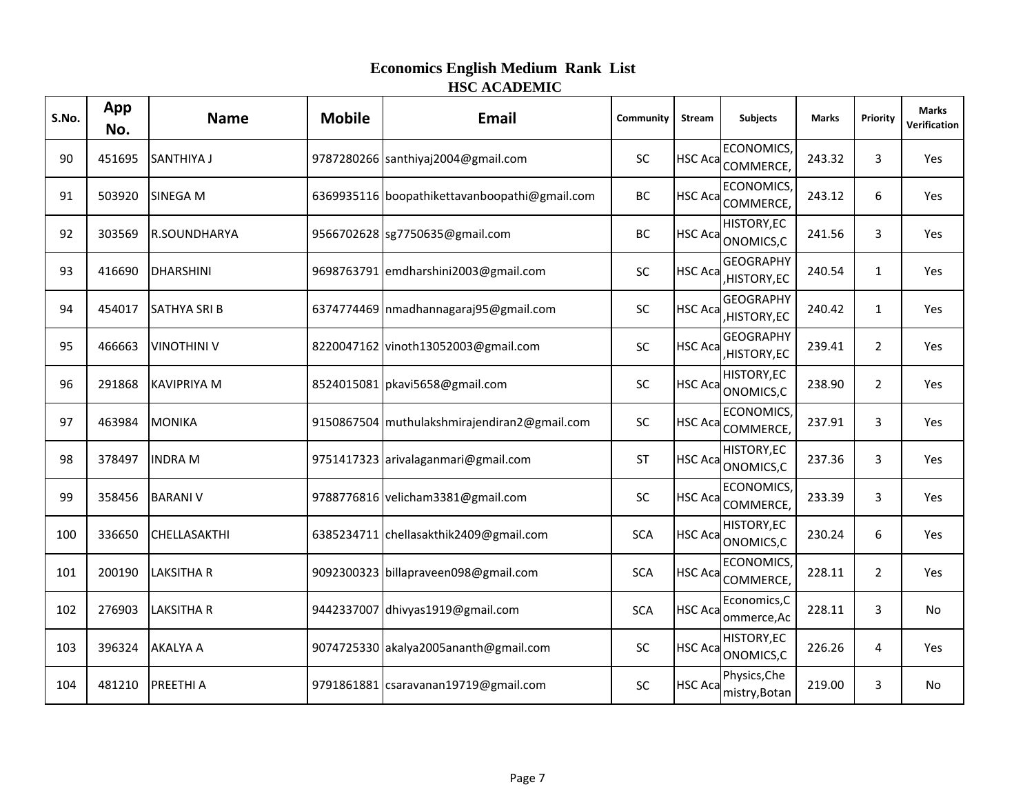# Economics English Medium Rank List

## HSC ACADEMIC

| S.No. | App No. | Name | Mobile | Email | Community | Stream | Subjects | Marks | Priority | Marks Verification |
|---|---|---|---|---|---|---|---|---|---|---|
| 90 | 451695 | SANTHIYA J | 9787280266 | santhiyaj2004@gmail.com | SC | HSC Aca | ECONOMICS, COMMERCE, | 243.32 | 3 | Yes |
| 91 | 503920 | SINEGA M | 6369935116 | boopathikettavanboopathi@gmail.com | BC | HSC Aca | ECONOMICS, COMMERCE, | 243.12 | 6 | Yes |
| 92 | 303569 | R.SOUNDHARYA | 9566702628 | sg7750635@gmail.com | BC | HSC Aca | HISTORY,EC ONOMICS,C | 241.56 | 3 | Yes |
| 93 | 416690 | DHARSHINI | 9698763791 | emdharshini2003@gmail.com | SC | HSC Aca | GEOGRAPHY ,HISTORY,EC | 240.54 | 1 | Yes |
| 94 | 454017 | SATHYA SRI B | 6374774469 | nmadhannagaraj95@gmail.com | SC | HSC Aca | GEOGRAPHY ,HISTORY,EC | 240.42 | 1 | Yes |
| 95 | 466663 | VINOTHINI V | 8220047162 | vinoth13052003@gmail.com | SC | HSC Aca | GEOGRAPHY ,HISTORY,EC | 239.41 | 2 | Yes |
| 96 | 291868 | KAVIPRIYA M | 8524015081 | pkavi5658@gmail.com | SC | HSC Aca | HISTORY,EC ONOMICS,C | 238.90 | 2 | Yes |
| 97 | 463984 | MONIKA | 9150867504 | muthulakshmirajendiran2@gmail.com | SC | HSC Aca | ECONOMICS, COMMERCE, | 237.91 | 3 | Yes |
| 98 | 378497 | INDRA M | 9751417323 | arivalaganmari@gmail.com | ST | HSC Aca | HISTORY,EC ONOMICS,C | 237.36 | 3 | Yes |
| 99 | 358456 | BARANI V | 9788776816 | velicham3381@gmail.com | SC | HSC Aca | ECONOMICS, COMMERCE, | 233.39 | 3 | Yes |
| 100 | 336650 | CHELLASAKTHI | 6385234711 | chellasakthik2409@gmail.com | SCA | HSC Aca | HISTORY,EC ONOMICS,C | 230.24 | 6 | Yes |
| 101 | 200190 | LAKSITHA R | 9092300323 | billapraveen098@gmail.com | SCA | HSC Aca | ECONOMICS, COMMERCE, | 228.11 | 2 | Yes |
| 102 | 276903 | LAKSITHA R | 9442337007 | dhivyas1919@gmail.com | SCA | HSC Aca | Economics,C ommerce,Ac | 228.11 | 3 | No |
| 103 | 396324 | AKALYA A | 9074725330 | akalya2005ananth@gmail.com | SC | HSC Aca | HISTORY,EC ONOMICS,C | 226.26 | 4 | Yes |
| 104 | 481210 | PREETHI A | 9791861881 | csaravanan19719@gmail.com | SC | HSC Aca | Physics,Che mistry,Botan | 219.00 | 3 | No |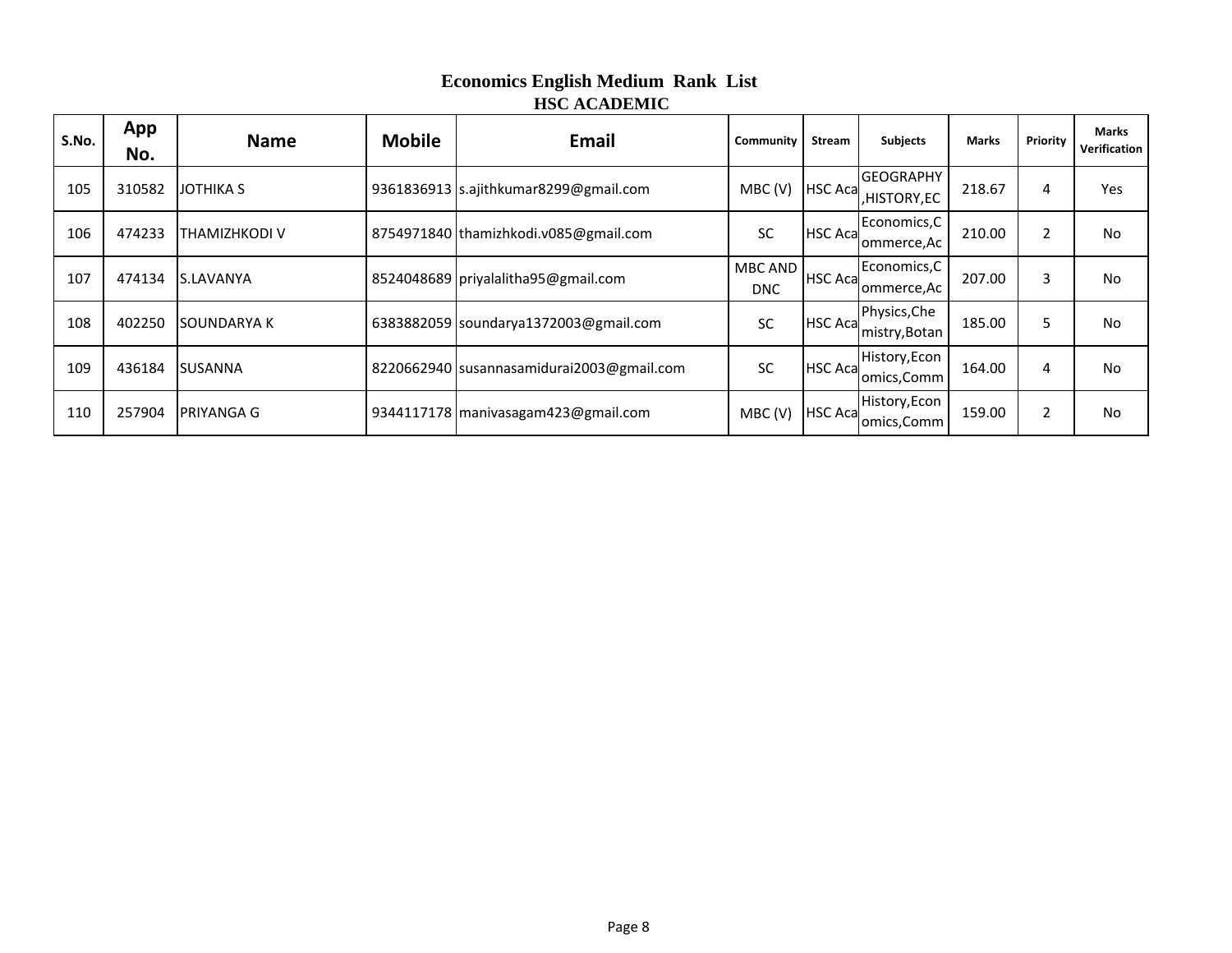## Economics English Medium Rank List

### HSC ACADEMIC

| S.No. | App No. | Name | Mobile | Email | Community | Stream | Subjects | Marks | Priority | Marks Verification |
|---|---|---|---|---|---|---|---|---|---|---|
| 105 | 310582 | JOTHIKA S | 9361836913 | s.ajithkumar8299@gmail.com | MBC (V) | HSC Aca | GEOGRAPHY,HISTORY,EC | 218.67 | 4 | Yes |
| 106 | 474233 | THAMIZHKODI V | 8754971840 | thamizhkodi.v085@gmail.com | SC | HSC Aca | Economics,Commerce,Ac | 210.00 | 2 | No |
| 107 | 474134 | S.LAVANYA | 8524048689 | priyalalitha95@gmail.com | MBC AND DNC | HSC Aca | Economics,Commerce,Ac | 207.00 | 3 | No |
| 108 | 402250 | SOUNDARYA K | 6383882059 | soundarya1372003@gmail.com | SC | HSC Aca | Physics,Chemistry,Botan | 185.00 | 5 | No |
| 109 | 436184 | SUSANNA | 8220662940 | susannasamidurai2003@gmail.com | SC | HSC Aca | History,Economics,Comm | 164.00 | 4 | No |
| 110 | 257904 | PRIYANGA G | 9344117178 | manivasagam423@gmail.com | MBC (V) | HSC Aca | History,Economics,Comm | 159.00 | 2 | No |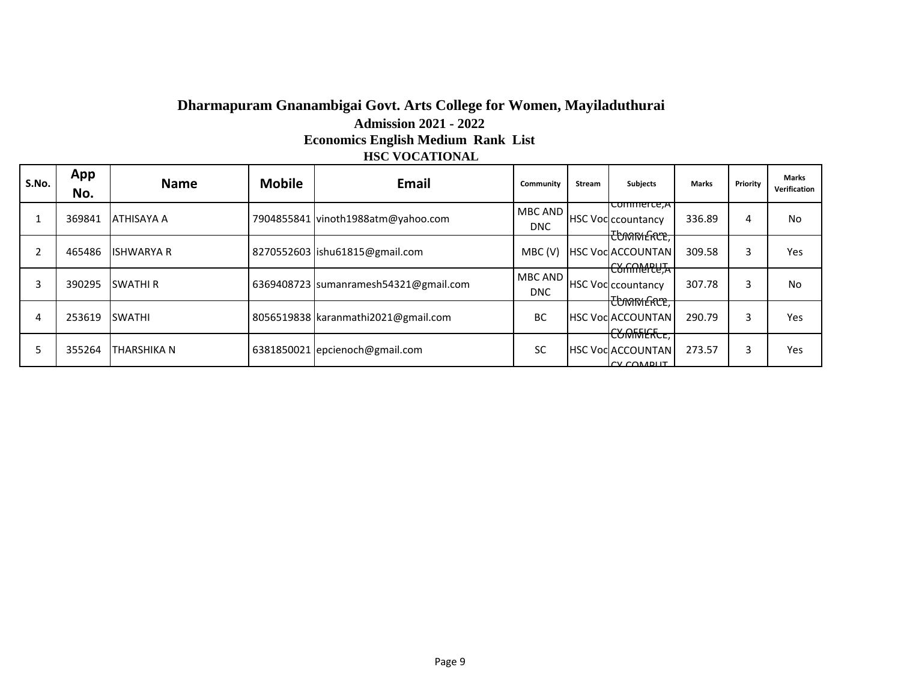# Dharmapuram Gnanambigai Govt. Arts College for Women, Mayiladuthurai

## Admission 2021 - 2022

## Economics English Medium Rank List

### HSC VOCATIONAL

| S.No. | App No. | Name | Mobile | Email | Community | Stream | Subjects | Marks | Priority | Marks Verification |
|---|---|---|---|---|---|---|---|---|---|---|
| 1 | 369841 | ATHISAYA A | 7904855841 | vinoth1988atm@yahoo.com | MBC AND DNC | HSC Voc | Commerce,Accountancy Theory,Com | 336.89 | 4 | No |
| 2 | 465486 | ISHWARYA R | 8270552603 | ishu61815@gmail.com | MBC (V) | HSC Voc | COMMERCE, ACCOUNTANCY,COMPUT | 309.58 | 3 | Yes |
| 3 | 390295 | SWATHI R | 6369408723 | sumanramesh54321@gmail.com | MBC AND DNC | HSC Voc | Commerce,Accountancy Theory,Com | 307.78 | 3 | No |
| 4 | 253619 | SWATHI | 8056519838 | karanmathi2021@gmail.com | BC | HSC Voc | COMMERCE, ACCOUNTANCY,OFFICE | 290.79 | 3 | Yes |
| 5 | 355264 | THARSHIKA N | 6381850021 | epcienoch@gmail.com | SC | HSC Voc | COMMERCE, ACCOUNTANCY,COMPUT | 273.57 | 3 | Yes |